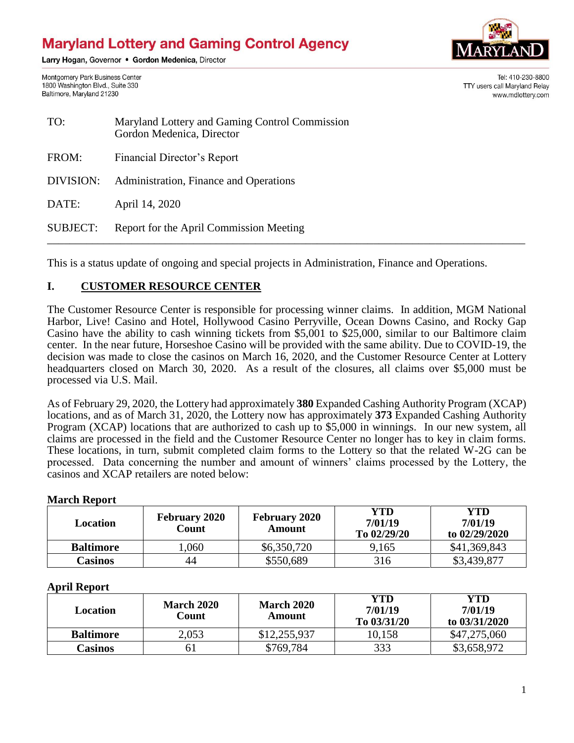# Maryland Lottery and Gaming Control Agency

Larry Hogan, Governor • Gordon Medenica, Director

Montgomery Park Business Center
1800 Washington Blvd., Suite 330
Baltimore, Maryland 21230

Tel: 410-230-8800
TTY users call Maryland Relay
www.mdlottery.com

| | |
|---|---|
| TO: | Maryland Lottery and Gaming Control Commission<br>Gordon Medenica, Director |
| FROM: | Financial Director's Report |
| DIVISION: | Administration, Finance and Operations |
| DATE: | April 14, 2020 |
| SUBJECT: | Report for the April Commission Meeting |

---

This is a status update of ongoing and special projects in Administration, Finance and Operations.

## I. CUSTOMER RESOURCE CENTER

The Customer Resource Center is responsible for processing winner claims. In addition, MGM National Harbor, Live! Casino and Hotel, Hollywood Casino Perryville, Ocean Downs Casino, and Rocky Gap Casino have the ability to cash winning tickets from $5,001 to $25,000, similar to our Baltimore claim center. In the near future, Horseshoe Casino will be provided with the same ability. Due to COVID-19, the decision was made to close the casinos on March 16, 2020, and the Customer Resource Center at Lottery headquarters closed on March 30, 2020. As a result of the closures, all claims over $5,000 must be processed via U.S. Mail.

As of February 29, 2020, the Lottery had approximately **380** Expanded Cashing Authority Program (XCAP) locations, and as of March 31, 2020, the Lottery now has approximately **373** Expanded Cashing Authority Program (XCAP) locations that are authorized to cash up to $5,000 in winnings. In our new system, all claims are processed in the field and the Customer Resource Center no longer has to key in claim forms. These locations, in turn, submit completed claim forms to the Lottery so that the related W-2G can be processed. Data concerning the number and amount of winners' claims processed by the Lottery, the casinos and XCAP retailers are noted below:

**March Report**

| Location | February 2020 Count | February 2020 Amount | YTD 7/01/19 To 02/29/20 | YTD 7/01/19 to 02/29/2020 |
|---|---|---|---|---|
| **Baltimore** | 1,060 | $6,350,720 | 9,165 | $41,369,843 |
| **Casinos** | 44 | $550,689 | 316 | $3,439,877 |

**April Report**

| Location | March 2020 Count | March 2020 Amount | YTD 7/01/19 To 03/31/20 | YTD 7/01/19 to 03/31/2020 |
|---|---|---|---|---|
| **Baltimore** | 2,053 | $12,255,937 | 10,158 | $47,275,060 |
| **Casinos** | 61 | $769,784 | 333 | $3,658,972 |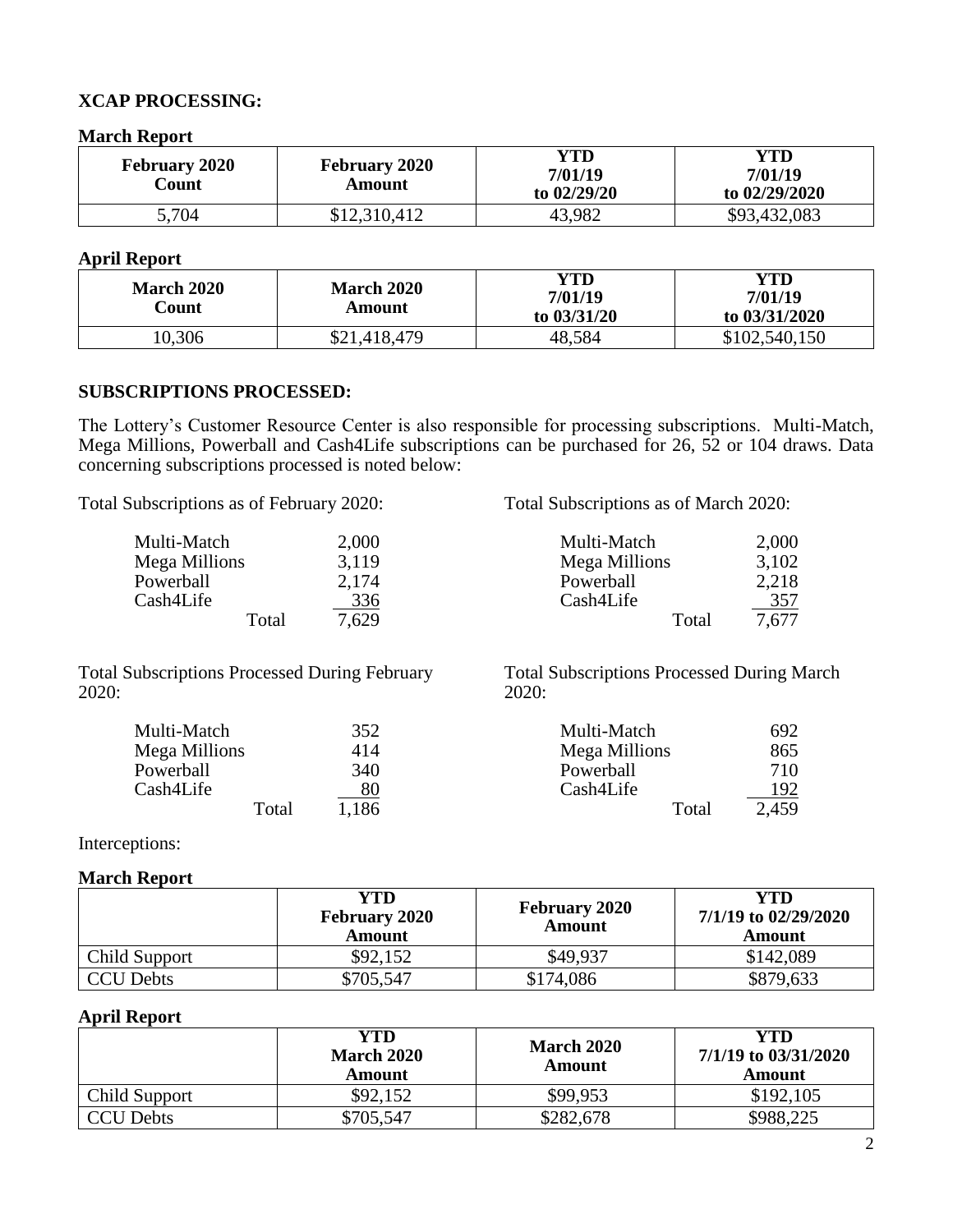**XCAP PROCESSING:**

**March Report**

| February 2020 Count | February 2020 Amount | YTD 7/01/19 to 02/29/20 | YTD 7/01/19 to 02/29/2020 |
|---|---|---|---|
| 5,704 | $12,310,412 | 43,982 | $93,432,083 |

**April Report**

| March 2020 Count | March 2020 Amount | YTD 7/01/19 to 03/31/20 | YTD 7/01/19 to 03/31/2020 |
|---|---|---|---|
| 10,306 | $21,418,479 | 48,584 | $102,540,150 |

**SUBSCRIPTIONS PROCESSED:**

The Lottery's Customer Resource Center is also responsible for processing subscriptions. Multi-Match, Mega Millions, Powerball and Cash4Life subscriptions can be purchased for 26, 52 or 104 draws. Data concerning subscriptions processed is noted below:

Total Subscriptions as of February 2020:

| | |
|---|---|
| Multi-Match | 2,000 |
| Mega Millions | 3,119 |
| Powerball | 2,174 |
| Cash4Life | 336 |
| Total | 7,629 |

Total Subscriptions as of March 2020:

| | |
|---|---|
| Multi-Match | 2,000 |
| Mega Millions | 3,102 |
| Powerball | 2,218 |
| Cash4Life | 357 |
| Total | 7,677 |

Total Subscriptions Processed During February 2020:

| | |
|---|---|
| Multi-Match | 352 |
| Mega Millions | 414 |
| Powerball | 340 |
| Cash4Life | 80 |
| Total | 1,186 |

Total Subscriptions Processed During March 2020:

| | |
|---|---|
| Multi-Match | 692 |
| Mega Millions | 865 |
| Powerball | 710 |
| Cash4Life | 192 |
| Total | 2,459 |

Interceptions:

**March Report**

| | YTD February 2020 Amount | February 2020 Amount | YTD 7/1/19 to 02/29/2020 Amount |
|---|---|---|---|
| Child Support | $92,152 | $49,937 | $142,089 |
| CCU Debts | $705,547 | $174,086 | $879,633 |

**April Report**

| | YTD March 2020 Amount | March 2020 Amount | YTD 7/1/19 to 03/31/2020 Amount |
|---|---|---|---|
| Child Support | $92,152 | $99,953 | $192,105 |
| CCU Debts | $705,547 | $282,678 | $988,225 |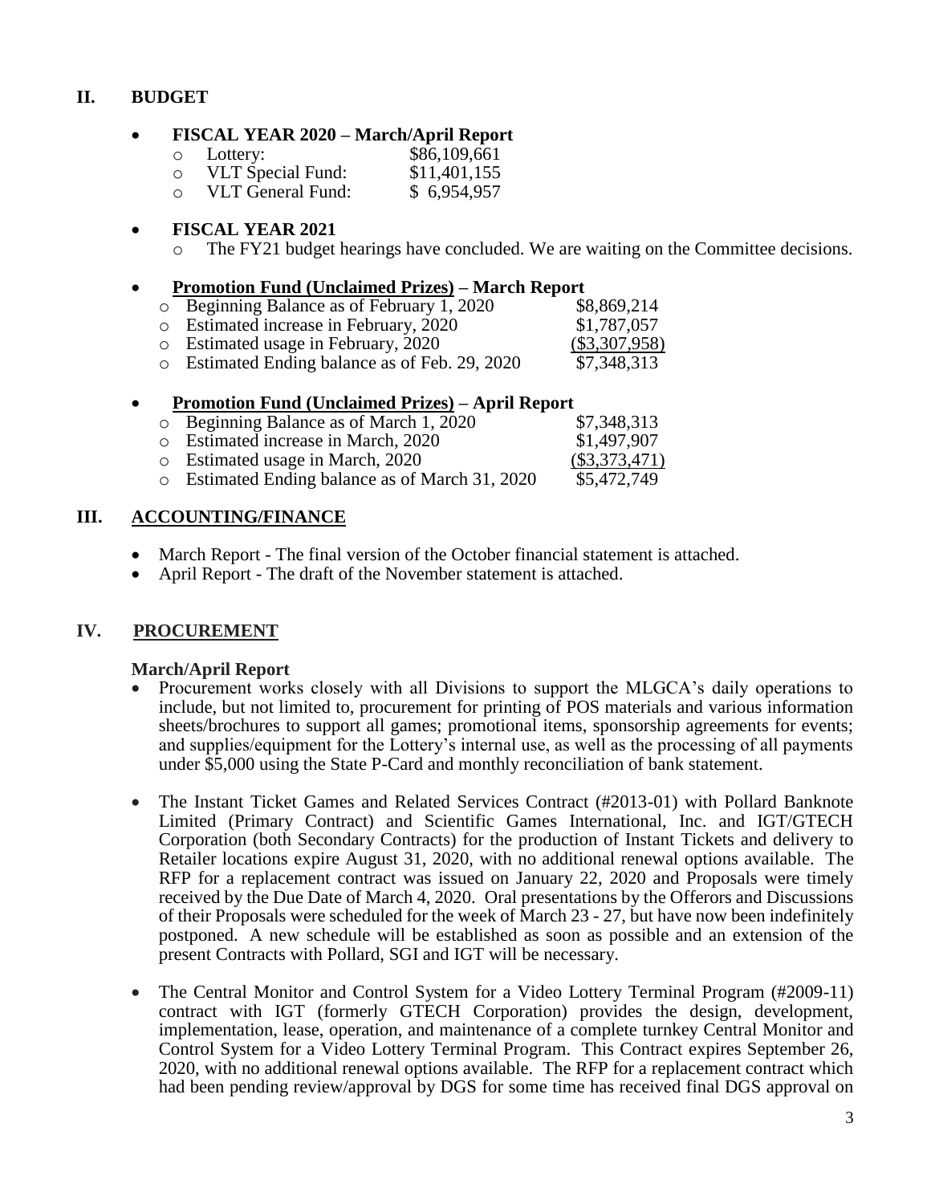## II. BUDGET

- **FISCAL YEAR 2020 – March/April Report**
  - Lottery: $86,109,661
  - VLT Special Fund: $11,401,155
  - VLT General Fund: $ 6,954,957

- **FISCAL YEAR 2021**
  - The FY21 budget hearings have concluded. We are waiting on the Committee decisions.

- **Promotion Fund (Unclaimed Prizes) – March Report**
  - Beginning Balance as of February 1, 2020 $8,869,214
  - Estimated increase in February, 2020 $1,787,057
  - Estimated usage in February, 2020 ($3,307,958)
  - Estimated Ending balance as of Feb. 29, 2020 $7,348,313

- **Promotion Fund (Unclaimed Prizes) – April Report**
  - Beginning Balance as of March 1, 2020 $7,348,313
  - Estimated increase in March, 2020 $1,497,907
  - Estimated usage in March, 2020 ($3,373,471)
  - Estimated Ending balance as of March 31, 2020 $5,472,749

## III. ACCOUNTING/FINANCE

- March Report - The final version of the October financial statement is attached.
- April Report - The draft of the November statement is attached.

## IV. PROCUREMENT

**March/April Report**

- Procurement works closely with all Divisions to support the MLGCA's daily operations to include, but not limited to, procurement for printing of POS materials and various information sheets/brochures to support all games; promotional items, sponsorship agreements for events; and supplies/equipment for the Lottery's internal use, as well as the processing of all payments under $5,000 using the State P-Card and monthly reconciliation of bank statement.

- The Instant Ticket Games and Related Services Contract (#2013-01) with Pollard Banknote Limited (Primary Contract) and Scientific Games International, Inc. and IGT/GTECH Corporation (both Secondary Contracts) for the production of Instant Tickets and delivery to Retailer locations expire August 31, 2020, with no additional renewal options available. The RFP for a replacement contract was issued on January 22, 2020 and Proposals were timely received by the Due Date of March 4, 2020. Oral presentations by the Offerors and Discussions of their Proposals were scheduled for the week of March 23 - 27, but have now been indefinitely postponed. A new schedule will be established as soon as possible and an extension of the present Contracts with Pollard, SGI and IGT will be necessary.

- The Central Monitor and Control System for a Video Lottery Terminal Program (#2009-11) contract with IGT (formerly GTECH Corporation) provides the design, development, implementation, lease, operation, and maintenance of a complete turnkey Central Monitor and Control System for a Video Lottery Terminal Program. This Contract expires September 26, 2020, with no additional renewal options available. The RFP for a replacement contract which had been pending review/approval by DGS for some time has received final DGS approval on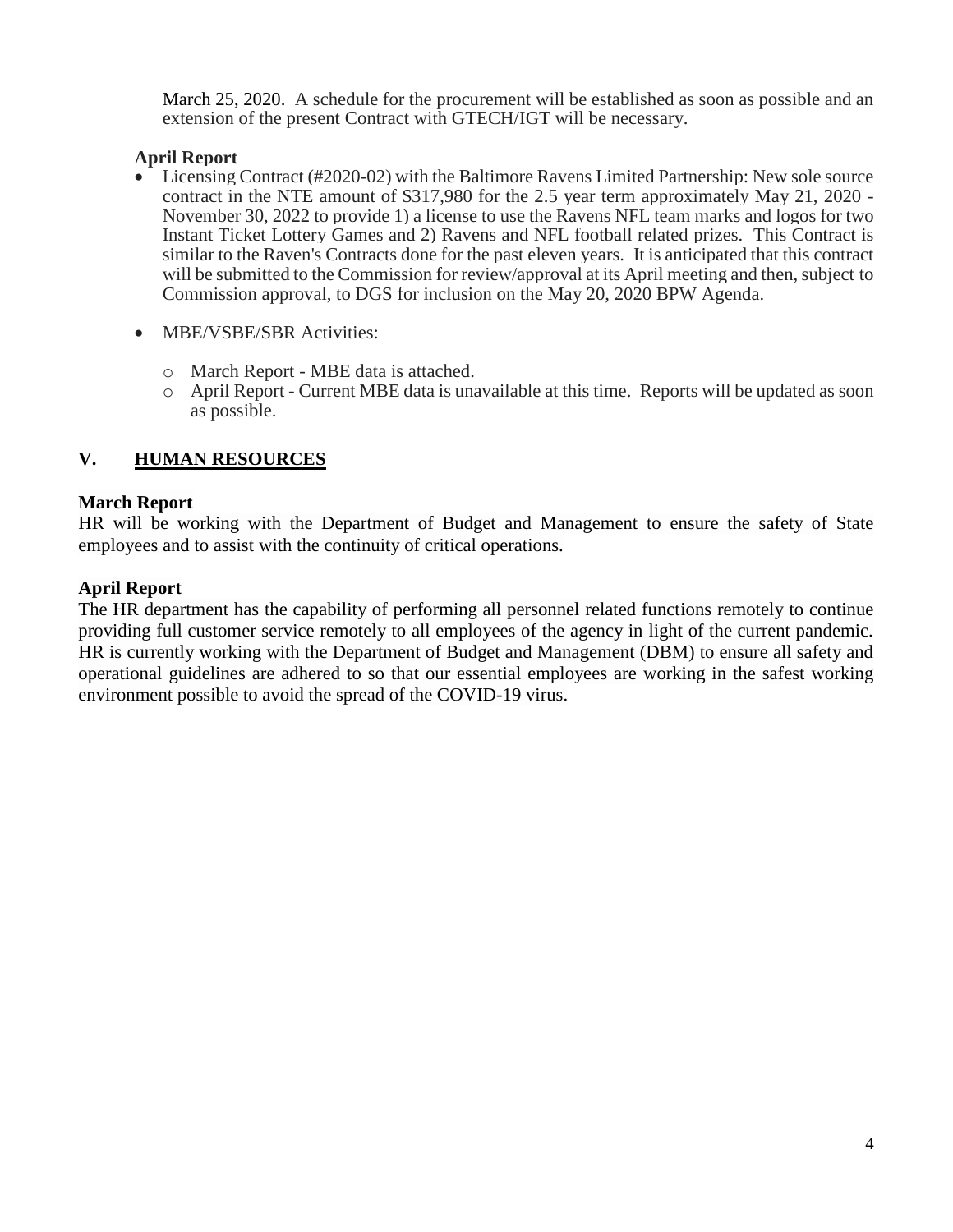March 25, 2020. A schedule for the procurement will be established as soon as possible and an extension of the present Contract with GTECH/IGT will be necessary.

**April Report**

- Licensing Contract (#2020-02) with the Baltimore Ravens Limited Partnership: New sole source contract in the NTE amount of $317,980 for the 2.5 year term approximately May 21, 2020 - November 30, 2022 to provide 1) a license to use the Ravens NFL team marks and logos for two Instant Ticket Lottery Games and 2) Ravens and NFL football related prizes. This Contract is similar to the Raven's Contracts done for the past eleven years. It is anticipated that this contract will be submitted to the Commission for review/approval at its April meeting and then, subject to Commission approval, to DGS for inclusion on the May 20, 2020 BPW Agenda.

- MBE/VSBE/SBR Activities:
  - March Report - MBE data is attached.
  - April Report - Current MBE data is unavailable at this time. Reports will be updated as soon as possible.

## V. HUMAN RESOURCES

**March Report**

HR will be working with the Department of Budget and Management to ensure the safety of State employees and to assist with the continuity of critical operations.

**April Report**

The HR department has the capability of performing all personnel related functions remotely to continue providing full customer service remotely to all employees of the agency in light of the current pandemic. HR is currently working with the Department of Budget and Management (DBM) to ensure all safety and operational guidelines are adhered to so that our essential employees are working in the safest working environment possible to avoid the spread of the COVID-19 virus.